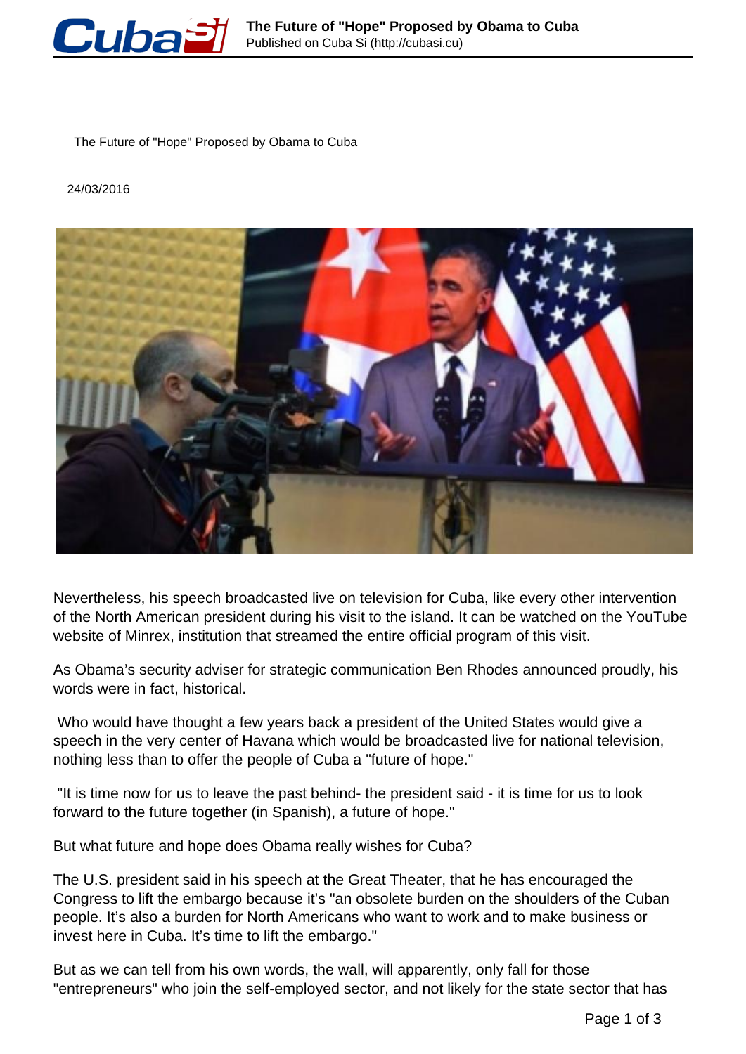The Future of "Hope" Proposed by Obama to Cuba

24/03/2016

Nevertheless, his speech broadcasted live on television for Cuba, like every other intervention of the North American president during his visit to the island. It can be watched on the YouTube website of Minrex, institution that streamed the entire official program of this visit.

As Obama's security adviser for strategic communication Ben Rhodes announced proudly, his words were in fact, historical.

Who would have thought a few years back a president of the United States would give a speech in the very center of Havana which would be broadcasted live for national television, nothing less than to offer the people of Cuba a "future of hope."

"It is time now for us to leave the past behind- the president said - it is time for us to look forward to the future together (in Spanish), a future of hope."

But what future and hope does Obama really wishes for Cuba?

The U.S. president said in his speech at the Great Theater, that he has encouraged the Congress to lift the embargo because it's "an obsolete burden on the shoulders of the Cuban people. It's also a burden for North Americans who want to work and to make business or invest here in Cuba. It's time to lift the embargo."

But as we can tell from his own words, the wall, will apparently, only fall for those "entrepreneurs" who join the self-employed sector, and not likely for the state sector that has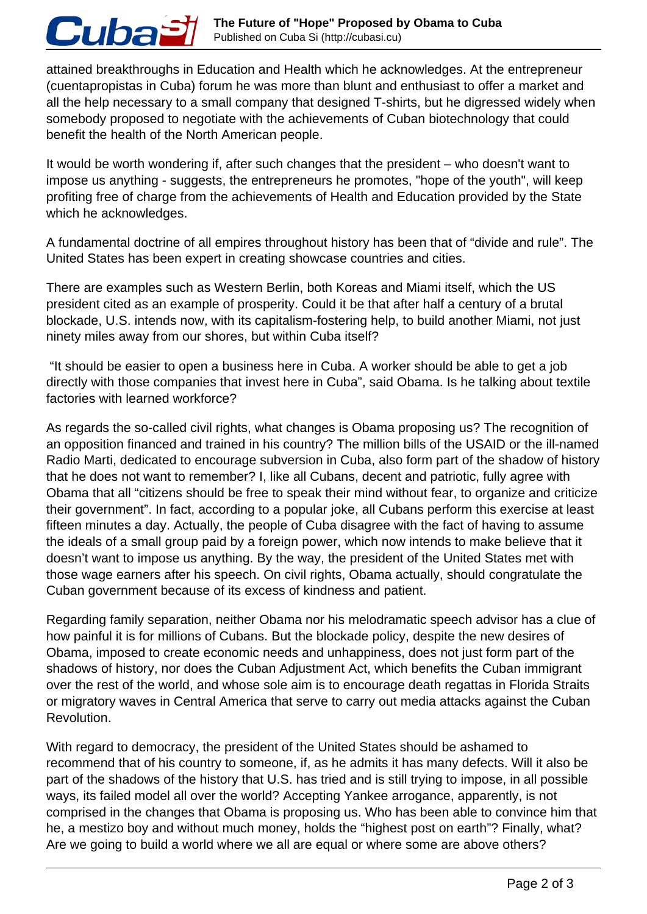attained breakthroughs in Education and Health which he acknowledges. At the entrepreneur (cuentapropistas in Cuba) forum he was more than blunt and enthusiast to offer a market and all the help necessary to a small company that designed T-shirts, but he digressed widely when somebody proposed to negotiate with the achievements of Cuban biotechnology that could benefit the health of the North American people.

It would be worth wondering if, after such changes that the president – who doesn't want to impose us anything - suggests, the entrepreneurs he promotes, "hope of the youth", will keep profiting free of charge from the achievements of Health and Education provided by the State which he acknowledges.

A fundamental doctrine of all empires throughout history has been that of “divide and rule”. The United States has been expert in creating showcase countries and cities.

There are examples such as Western Berlin, both Koreas and Miami itself, which the US president cited as an example of prosperity. Could it be that after half a century of a brutal blockade, U.S. intends now, with its capitalism-fostering help, to build another Miami, not just ninety miles away from our shores, but within Cuba itself?

"It should be easier to open a business here in Cuba. A worker should be able to get a job directly with those companies that invest here in Cuba", said Obama. Is he talking about textile factories with learned workforce?

As regards the so-called civil rights, what changes is Obama proposing us? The recognition of an opposition financed and trained in his country? The million bills of the USAID or the ill-named Radio Marti, dedicated to encourage subversion in Cuba, also form part of the shadow of history that he does not want to remember? I, like all Cubans, decent and patriotic, fully agree with Obama that all “citizens should be free to speak their mind without fear, to organize and criticize their government”. In fact, according to a popular joke, all Cubans perform this exercise at least fifteen minutes a day. Actually, the people of Cuba disagree with the fact of having to assume the ideals of a small group paid by a foreign power, which now intends to make believe that it doesn’t want to impose us anything. By the way, the president of the United States met with those wage earners after his speech. On civil rights, Obama actually, should congratulate the Cuban government because of its excess of kindness and patient.

Regarding family separation, neither Obama nor his melodramatic speech advisor has a clue of how painful it is for millions of Cubans. But the blockade policy, despite the new desires of Obama, imposed to create economic needs and unhappiness, does not just form part of the shadows of history, nor does the Cuban Adjustment Act, which benefits the Cuban immigrant over the rest of the world, and whose sole aim is to encourage death regattas in Florida Straits or migratory waves in Central America that serve to carry out media attacks against the Cuban Revolution.

With regard to democracy, the president of the United States should be ashamed to recommend that of his country to someone, if, as he admits it has many defects. Will it also be part of the shadows of the history that U.S. has tried and is still trying to impose, in all possible ways, its failed model all over the world? Accepting Yankee arrogance, apparently, is not comprised in the changes that Obama is proposing us. Who has been able to convince him that he, a mestizo boy and without much money, holds the “highest post on earth”? Finally, what? Are we going to build a world where we all are equal or where some are above others?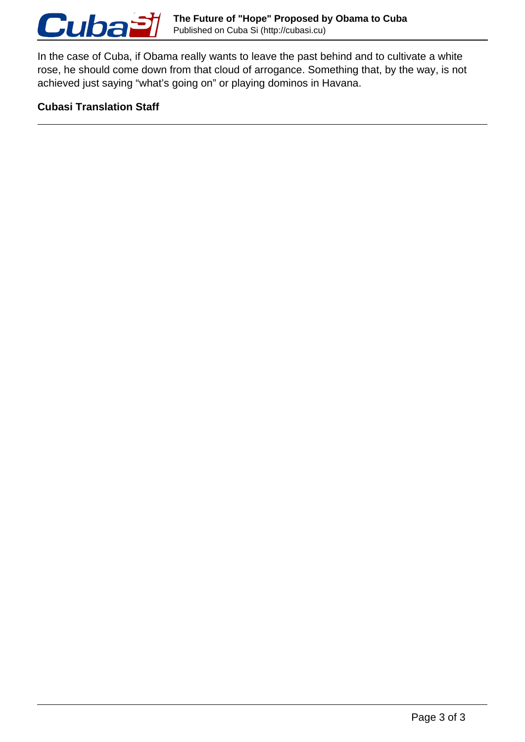In the case of Cuba, if Obama really wants to leave the past behind and to cultivate a white rose, he should come down from that cloud of arrogance. Something that, by the way, is not achieved just saying “what’s going on” or playing dominos in Havana.

**Cubasi Translation Staff**